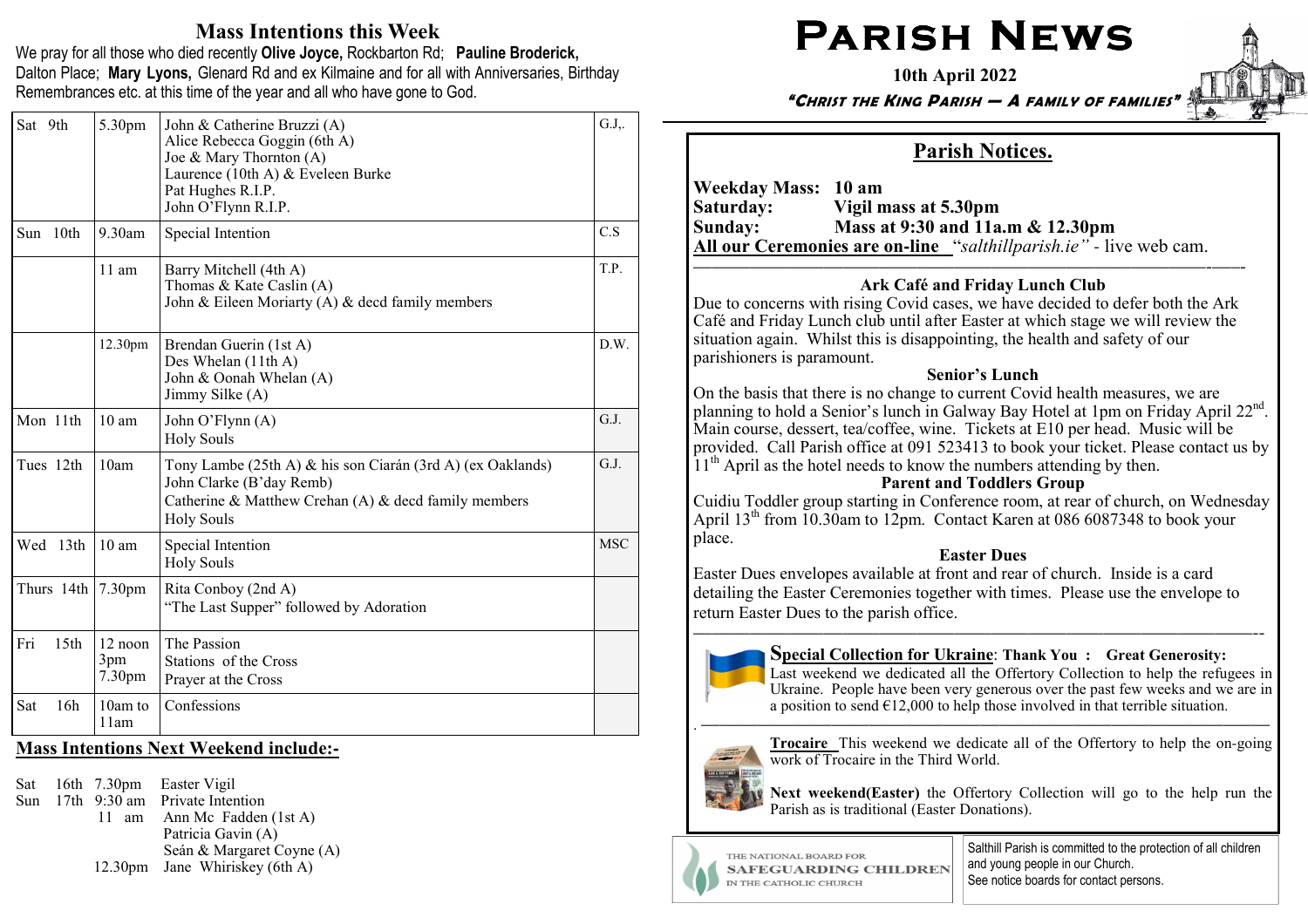# Parish News

**10th April 2022**

***"Christ the King Parish — A family of families"***

## Mass Intentions this Week

We pray for all those who died recently **Olive Joyce,** Rockbarton Rd; **Pauline Broderick,** Dalton Place; **Mary Lyons,** Glenard Rd and ex Kilmaine and for all with Anniversaries, Birthday Remembrances etc. at this time of the year and all who have gone to God.

| Day | Time | Intention | |
|---|---|---|---|
| Sat 9th | 5.30pm | John & Catherine Bruzzi (A)<br>Alice Rebecca Goggin (6th A)<br>Joe & Mary Thornton (A)<br>Laurence (10th A) & Eveleen Burke<br>Pat Hughes R.I.P.<br>John O'Flynn R.I.P. | G.J,. |
| Sun 10th | 9.30am | Special Intention | C.S |
| | 11 am | Barry Mitchell (4th A)<br>Thomas & Kate Caslin (A)<br>John & Eileen Moriarty (A) & decd family members | T.P. |
| | 12.30pm | Brendan Guerin (1st A)<br>Des Whelan (11th A)<br>John & Oonah Whelan (A)<br>Jimmy Silke (A) | D.W. |
| Mon 11th | 10 am | John O'Flynn (A)<br>Holy Souls | G.J. |
| Tues 12th | 10am | Tony Lambe (25th A) & his son Ciarán (3rd A) (ex Oaklands)<br>John Clarke (B'day Remb)<br>Catherine & Matthew Crehan (A) & decd family members<br>Holy Souls | G.J. |
| Wed 13th | 10 am | Special Intention<br>Holy Souls | MSC |
| Thurs 14th | 7.30pm | Rita Conboy (2nd A)<br>"The Last Supper" followed by Adoration | |
| Fri 15th | 12 noon<br>3pm<br>7.30pm | The Passion<br>Stations of the Cross<br>Prayer at the Cross | |
| Sat 16th | 10am to 11am | Confessions | |

## Mass Intentions Next Weekend include:-

Sat 16th 7.30pm Easter Vigil
Sun 17th 9:30 am Private Intention
11 am Ann Mc Fadden (1st A)
Patricia Gavin (A)
Seán & Margaret Coyne (A)
12.30pm Jane Whiriskey (6th A)

## Parish Notices.

**Weekday Mass:** **10 am**
**Saturday:** **Vigil mass at 5.30pm**
**Sunday:** **Mass at 9:30 and 11a.m & 12.30pm**
**All our Ceremonies are on-line** "*salthillparish.ie"* - live web cam.

### Ark Café and Friday Lunch Club

Due to concerns with rising Covid cases, we have decided to defer both the Ark Café and Friday Lunch club until after Easter at which stage we will review the situation again. Whilst this is disappointing, the health and safety of our parishioners is paramount.

### Senior's Lunch

On the basis that there is no change to current Covid health measures, we are planning to hold a Senior's lunch in Galway Bay Hotel at 1pm on Friday April 22nd. Main course, dessert, tea/coffee, wine. Tickets at E10 per head. Music will be provided. Call Parish office at 091 523413 to book your ticket. Please contact us by 11th April as the hotel needs to know the numbers attending by then.

### Parent and Toddlers Group

Cuidiu Toddler group starting in Conference room, at rear of church, on Wednesday April 13th from 10.30am to 12pm. Contact Karen at 086 6087348 to book your place.

### Easter Dues

Easter Dues envelopes available at front and rear of church. Inside is a card detailing the Easter Ceremonies together with times. Please use the envelope to return Easter Dues to the parish office.

**Special Collection for Ukraine**: **Thank You : Great Generosity:** Last weekend we dedicated all the Offertory Collection to help the refugees in Ukraine. People have been very generous over the past few weeks and we are in a position to send €12,000 to help those involved in that terrible situation.

**Trocaire** This weekend we dedicate all of the Offertory to help the on-going work of Trocaire in the Third World.

**Next weekend(Easter)** the Offertory Collection will go to the help run the Parish as is traditional (Easter Donations).

THE NATIONAL BOARD FOR SAFEGUARDING CHILDREN IN THE CATHOLIC CHURCH

Salthill Parish is committed to the protection of all children and young people in our Church. See notice boards for contact persons.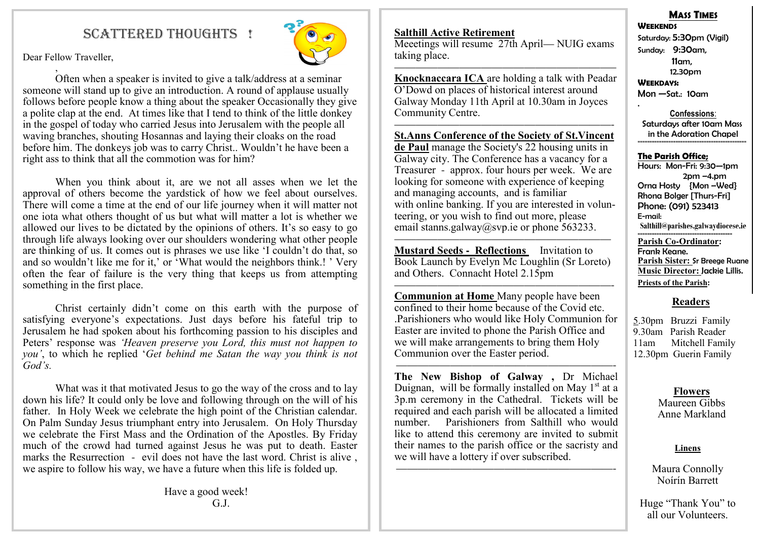# SCATTERED THOUGHTS !

Dear Fellow Traveller,

Often when a speaker is invited to give a talk/address at a seminar someone will stand up to give an introduction. A round of applause usually follows before people know a thing about the speaker Occasionally they give a polite clap at the end. At times like that I tend to think of the little donkey in the gospel of today who carried Jesus into Jerusalem with the people all waving branches, shouting Hosannas and laying their cloaks on the road before him. The donkeys job was to carry Christ.. Wouldn't he have been a right ass to think that all the commotion was for him?

When you think about it, are we not all asses when we let the approval of others become the yardstick of how we feel about ourselves. There will come a time at the end of our life journey when it will matter not one iota what others thought of us but what will matter a lot is whether we allowed our lives to be dictated by the opinions of others. It's so easy to go through life always looking over our shoulders wondering what other people are thinking of us. It comes out is phrases we use like 'I couldn't do that, so and so wouldn't like me for it,' or 'What would the neighbors think.! ' Very often the fear of failure is the very thing that keeps us from attempting something in the first place.

Christ certainly didn't come on this earth with the purpose of satisfying everyone's expectations. Just days before his fateful trip to Jerusalem he had spoken about his forthcoming passion to his disciples and Peters' response was *'Heaven preserve you Lord, this must not happen to you'*, to which he replied '*Get behind me Satan the way you think is not God's.*

What was it that motivated Jesus to go the way of the cross and to lay down his life? It could only be love and following through on the will of his father. In Holy Week we celebrate the high point of the Christian calendar. On Palm Sunday Jesus triumphant entry into Jerusalem. On Holy Thursday we celebrate the First Mass and the Ordination of the Apostles. By Friday much of the crowd had turned against Jesus he was put to death. Easter marks the Resurrection - evil does not have the last word. Christ is alive , we aspire to follow his way, we have a future when this life is folded up.

Have a good week!
G.J.

**Salthill Active Retirement**
Meeetings will resume 27th April— NUIG exams taking place.

---

**Knocknaccara ICA** are holding a talk with Peadar O'Dowd on places of historical interest around Galway Monday 11th April at 10.30am in Joyces Community Centre.

---

**St.Anns Conference of the Society of St.Vincent de Paul** manage the Society's 22 housing units in Galway city. The Conference has a vacancy for a Treasurer - approx. four hours per week. We are looking for someone with experience of keeping and managing accounts, and is familiar with online banking. If you are interested in volunteering, or you wish to find out more, please email stanns.galway@svp.ie or phone 563233.

---

**Mustard Seeds - Reflections** Invitation to Book Launch by Evelyn Mc Loughlin (Sr Loreto) and Others. Connacht Hotel 2.15pm

---

**Communion at Home** Many people have been confined to their home because of the Covid etc. .Parishioners who would like Holy Communion for Easter are invited to phone the Parish Office and we will make arrangements to bring them Holy Communion over the Easter period.

---

**The New Bishop of Galway ,** Dr Michael Duignan, will be formally installed on May 1st at a 3p.m ceremony in the Cathedral. Tickets will be required and each parish will be allocated a limited number. Parishioners from Salthill who would like to attend this ceremony are invited to submit their names to the parish office or the sacristy and we will have a lottery if over subscribed.

---

## Mass Times

**Weekends**
Saturday: 5:30pm (Vigil)
Sunday: 9:30am, 11am, 12.30pm

**Weekdays:**
Mon —Sat.: 10am

**Confessions**:
Saturdays after 10am Mass in the Adoration Chapel

**The Parish Office;**
Hours: Mon-Fri: 9:30—1pm
2pm –4.pm
Orna Hosty {Mon –Wed}
Rhona Bolger [Thurs-Fri]
Phone: (091) 523413
E-mail:
Salthill@parishes.galwaydiocese.ie

**Parish Co-Ordinator:**
Frank Keane.
**Parish Sister:** Sr Breege Ruane
**Music Director:** Jackie Lillis.
**Priests of the Parish:**

**Readers**

5.30pm Bruzzi Family
9.30am Parish Reader
11am Mitchell Family
12.30pm Guerin Family

**Flowers**
Maureen Gibbs
Anne Markland

**Linens**

Maura Connolly
Noírín Barrett

Huge "Thank You" to all our Volunteers.